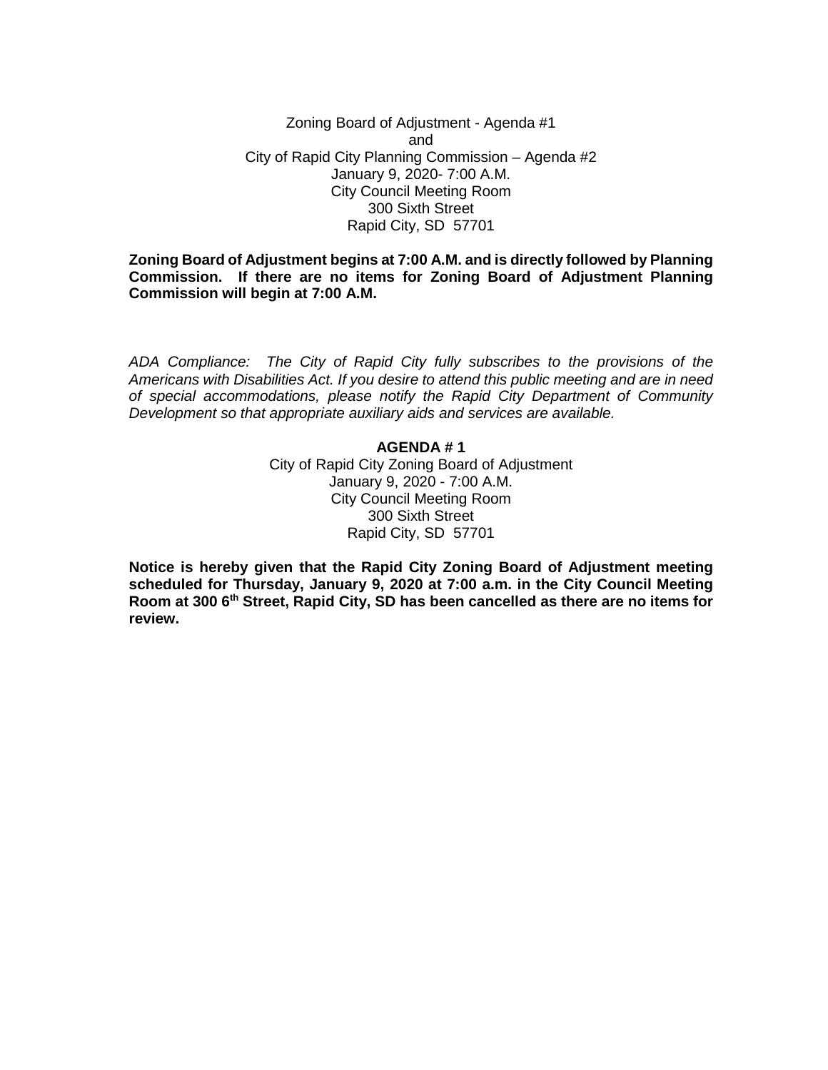Zoning Board of Adjustment - Agenda #1
and
City of Rapid City Planning Commission – Agenda #2
January 9, 2020- 7:00 A.M.
City Council Meeting Room
300 Sixth Street
Rapid City, SD 57701

**Zoning Board of Adjustment begins at 7:00 A.M. and is directly followed by Planning Commission. If there are no items for Zoning Board of Adjustment Planning Commission will begin at 7:00 A.M.**

*ADA Compliance: The City of Rapid City fully subscribes to the provisions of the Americans with Disabilities Act. If you desire to attend this public meeting and are in need of special accommodations, please notify the Rapid City Department of Community Development so that appropriate auxiliary aids and services are available.*

**AGENDA # 1**

City of Rapid City Zoning Board of Adjustment
January 9, 2020 - 7:00 A.M.
City Council Meeting Room
300 Sixth Street
Rapid City, SD 57701

**Notice is hereby given that the Rapid City Zoning Board of Adjustment meeting scheduled for Thursday, January 9, 2020 at 7:00 a.m. in the City Council Meeting Room at 300 6th Street, Rapid City, SD has been cancelled as there are no items for review.**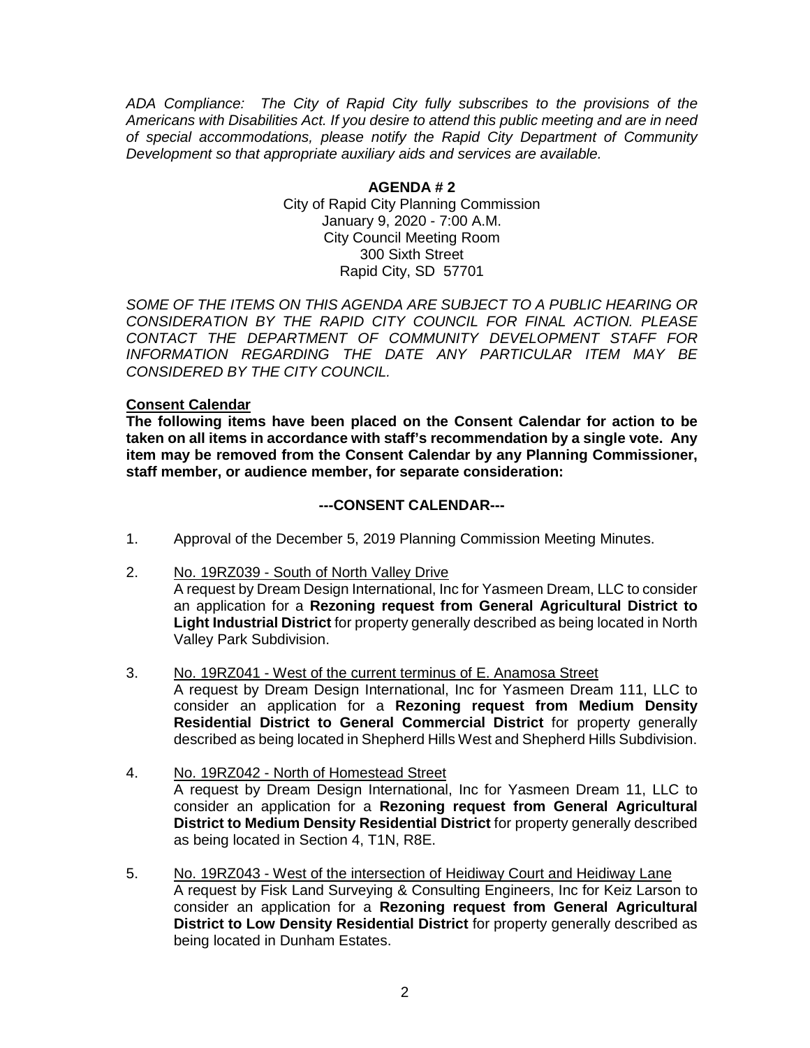*ADA Compliance: The City of Rapid City fully subscribes to the provisions of the Americans with Disabilities Act. If you desire to attend this public meeting and are in need of special accommodations, please notify the Rapid City Department of Community Development so that appropriate auxiliary aids and services are available.*

**AGENDA # 2**

City of Rapid City Planning Commission
January 9, 2020 - 7:00 A.M.
City Council Meeting Room
300 Sixth Street
Rapid City, SD 57701

*SOME OF THE ITEMS ON THIS AGENDA ARE SUBJECT TO A PUBLIC HEARING OR CONSIDERATION BY THE RAPID CITY COUNCIL FOR FINAL ACTION. PLEASE CONTACT THE DEPARTMENT OF COMMUNITY DEVELOPMENT STAFF FOR INFORMATION REGARDING THE DATE ANY PARTICULAR ITEM MAY BE CONSIDERED BY THE CITY COUNCIL.*

**Consent Calendar**

**The following items have been placed on the Consent Calendar for action to be taken on all items in accordance with staff's recommendation by a single vote. Any item may be removed from the Consent Calendar by any Planning Commissioner, staff member, or audience member, for separate consideration:**

**---CONSENT CALENDAR---**

1. Approval of the December 5, 2019 Planning Commission Meeting Minutes.

2. No. 19RZ039 - South of North Valley Drive
   A request by Dream Design International, Inc for Yasmeen Dream, LLC to consider an application for a **Rezoning request from General Agricultural District to Light Industrial District** for property generally described as being located in North Valley Park Subdivision.

3. No. 19RZ041 - West of the current terminus of E. Anamosa Street
   A request by Dream Design International, Inc for Yasmeen Dream 111, LLC to consider an application for a **Rezoning request from Medium Density Residential District to General Commercial District** for property generally described as being located in Shepherd Hills West and Shepherd Hills Subdivision.

4. No. 19RZ042 - North of Homestead Street
   A request by Dream Design International, Inc for Yasmeen Dream 11, LLC to consider an application for a **Rezoning request from General Agricultural District to Medium Density Residential District** for property generally described as being located in Section 4, T1N, R8E.

5. No. 19RZ043 - West of the intersection of Heidiway Court and Heidiway Lane
   A request by Fisk Land Surveying & Consulting Engineers, Inc for Keiz Larson to consider an application for a **Rezoning request from General Agricultural District to Low Density Residential District** for property generally described as being located in Dunham Estates.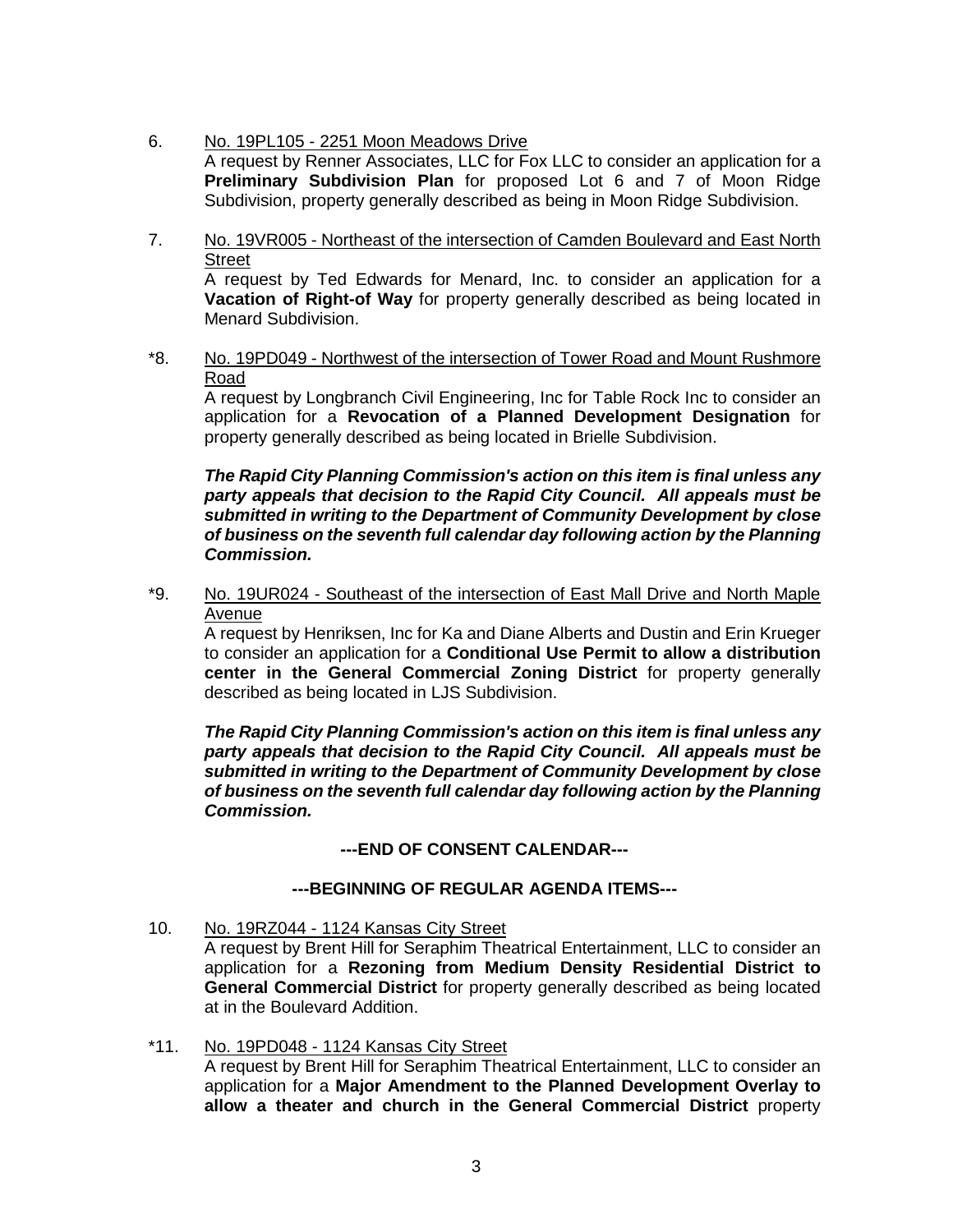6. No. 19PL105 - 2251 Moon Meadows Drive
A request by Renner Associates, LLC for Fox LLC to consider an application for a **Preliminary Subdivision Plan** for proposed Lot 6 and 7 of Moon Ridge Subdivision, property generally described as being in Moon Ridge Subdivision.

7. No. 19VR005 - Northeast of the intersection of Camden Boulevard and East North Street
A request by Ted Edwards for Menard, Inc. to consider an application for a **Vacation of Right-of Way** for property generally described as being located in Menard Subdivision.

*8. No. 19PD049 - Northwest of the intersection of Tower Road and Mount Rushmore Road
A request by Longbranch Civil Engineering, Inc for Table Rock Inc to consider an application for a **Revocation of a Planned Development Designation** for property generally described as being located in Brielle Subdivision.

***The Rapid City Planning Commission's action on this item is final unless any party appeals that decision to the Rapid City Council. All appeals must be submitted in writing to the Department of Community Development by close of business on the seventh full calendar day following action by the Planning Commission.***

*9. No. 19UR024 - Southeast of the intersection of East Mall Drive and North Maple Avenue
A request by Henriksen, Inc for Ka and Diane Alberts and Dustin and Erin Krueger to consider an application for a **Conditional Use Permit to allow a distribution center in the General Commercial Zoning District** for property generally described as being located in LJS Subdivision.

***The Rapid City Planning Commission's action on this item is final unless any party appeals that decision to the Rapid City Council. All appeals must be submitted in writing to the Department of Community Development by close of business on the seventh full calendar day following action by the Planning Commission.***

**---END OF CONSENT CALENDAR---**

**---BEGINNING OF REGULAR AGENDA ITEMS---**

10. No. 19RZ044 - 1124 Kansas City Street
A request by Brent Hill for Seraphim Theatrical Entertainment, LLC to consider an application for a **Rezoning from Medium Density Residential District to General Commercial District** for property generally described as being located at in the Boulevard Addition.

*11. No. 19PD048 - 1124 Kansas City Street
A request by Brent Hill for Seraphim Theatrical Entertainment, LLC to consider an application for a **Major Amendment to the Planned Development Overlay to allow a theater and church in the General Commercial District** property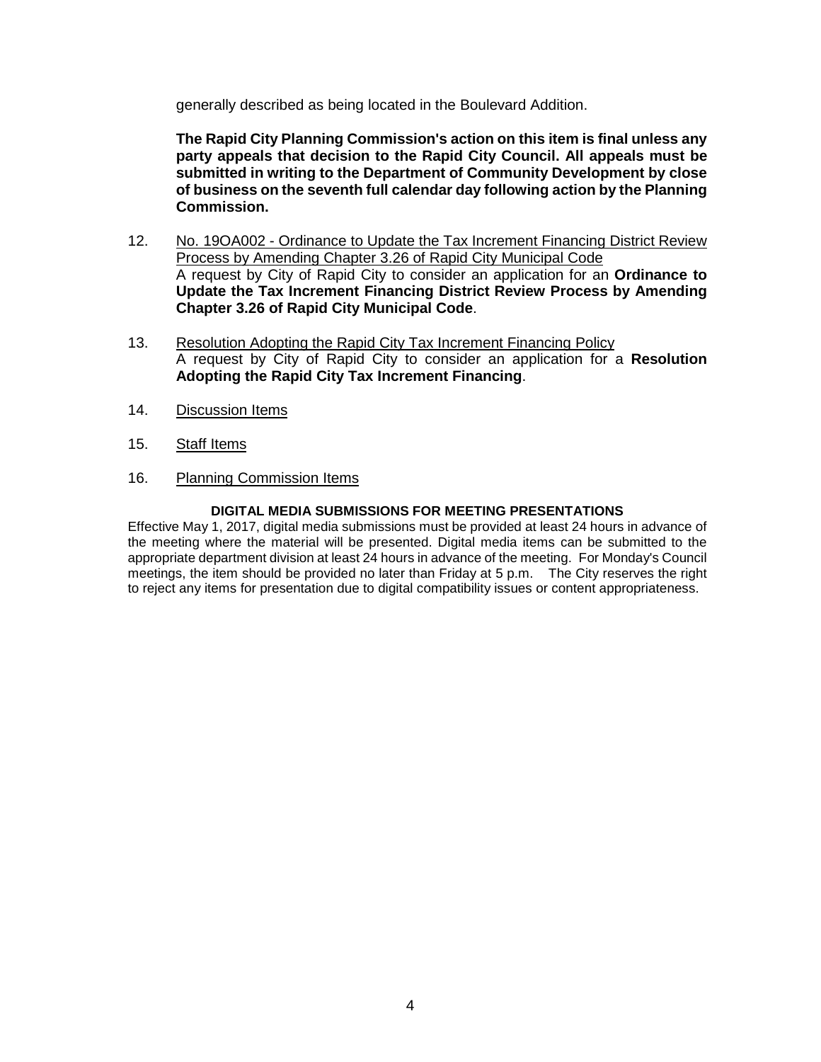generally described as being located in the Boulevard Addition.

**The Rapid City Planning Commission's action on this item is final unless any party appeals that decision to the Rapid City Council. All appeals must be submitted in writing to the Department of Community Development by close of business on the seventh full calendar day following action by the Planning Commission.**

12. No. 19OA002 - Ordinance to Update the Tax Increment Financing District Review Process by Amending Chapter 3.26 of Rapid City Municipal Code
    A request by City of Rapid City to consider an application for an **Ordinance to Update the Tax Increment Financing District Review Process by Amending Chapter 3.26 of Rapid City Municipal Code**.

13. Resolution Adopting the Rapid City Tax Increment Financing Policy
    A request by City of Rapid City to consider an application for a **Resolution Adopting the Rapid City Tax Increment Financing**.

14. Discussion Items

15. Staff Items

16. Planning Commission Items

**DIGITAL MEDIA SUBMISSIONS FOR MEETING PRESENTATIONS**

Effective May 1, 2017, digital media submissions must be provided at least 24 hours in advance of the meeting where the material will be presented. Digital media items can be submitted to the appropriate department division at least 24 hours in advance of the meeting. For Monday's Council meetings, the item should be provided no later than Friday at 5 p.m. The City reserves the right to reject any items for presentation due to digital compatibility issues or content appropriateness.